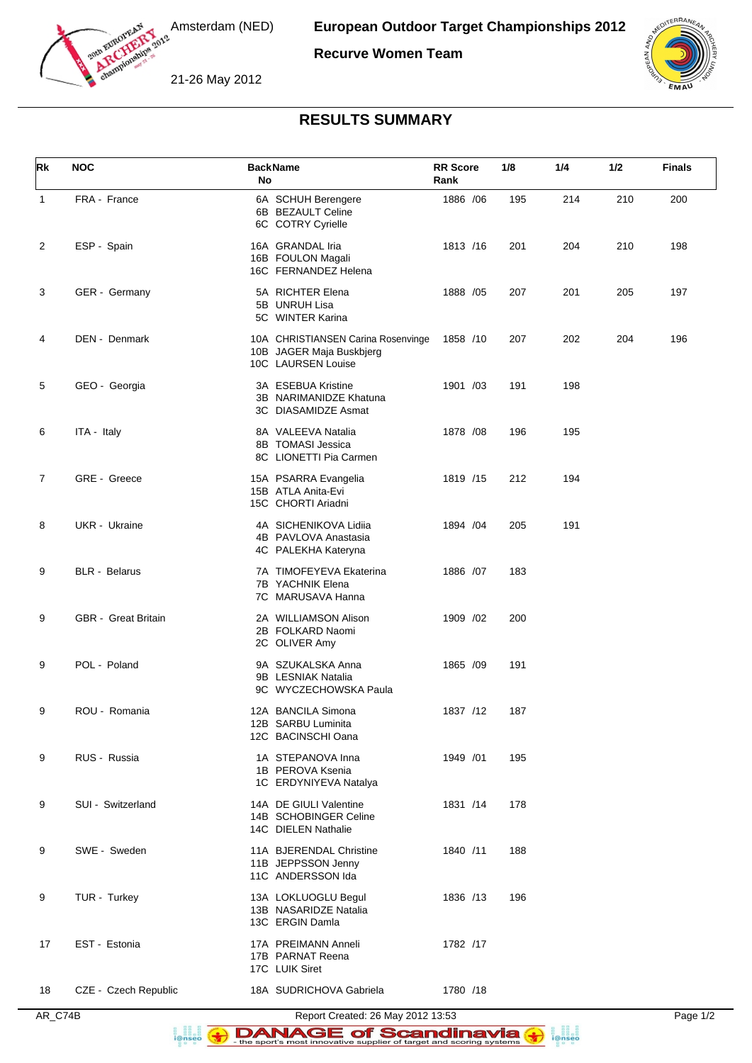Amsterdam (NED)

21-26 May 2012

# European Outdoor Target Championships 2012

## Recurve Women Team

### RESULTS SUMMARY

| Rk | NOC | Back No | Name | RR Score | Rank | 1/8 | 1/4 | 1/2 | Finals |
|---|---|---|---|---|---|---|---|---|---|
| 1 | FRA - France | 6A | SCHUH Berengere | 1886 | /06 | 195 | 214 | 210 | 200 |
| | | 6B | BEZAULT Celine | | | | | | |
| | | 6C | COTRY Cyrielle | | | | | | |
| 2 | ESP - Spain | 16A | GRANDAL Iria | 1813 | /16 | 201 | 204 | 210 | 198 |
| | | 16B | FOULON Magali | | | | | | |
| | | 16C | FERNANDEZ Helena | | | | | | |
| 3 | GER - Germany | 5A | RICHTER Elena | 1888 | /05 | 207 | 201 | 205 | 197 |
| | | 5B | UNRUH Lisa | | | | | | |
| | | 5C | WINTER Karina | | | | | | |
| 4 | DEN - Denmark | 10A | CHRISTIANSEN Carina Rosenvinge | 1858 | /10 | 207 | 202 | 204 | 196 |
| | | 10B | JAGER Maja Buskbjerg | | | | | | |
| | | 10C | LAURSEN Louise | | | | | | |
| 5 | GEO - Georgia | 3A | ESEBUA Kristine | 1901 | /03 | 191 | 198 | | |
| | | 3B | NARIMANIDZE Khatuna | | | | | | |
| | | 3C | DIASAMIDZE Asmat | | | | | | |
| 6 | ITA - Italy | 8A | VALEEVA Natalia | 1878 | /08 | 196 | 195 | | |
| | | 8B | TOMASI Jessica | | | | | | |
| | | 8C | LIONETTI Pia Carmen | | | | | | |
| 7 | GRE - Greece | 15A | PSARRA Evangelia | 1819 | /15 | 212 | 194 | | |
| | | 15B | ATLA Anita-Evi | | | | | | |
| | | 15C | CHORTI Ariadni | | | | | | |
| 8 | UKR - Ukraine | 4A | SICHENIKOVA Lidiia | 1894 | /04 | 205 | 191 | | |
| | | 4B | PAVLOVA Anastasia | | | | | | |
| | | 4C | PALEKHA Kateryna | | | | | | |
| 9 | BLR - Belarus | 7A | TIMOFEYEVA Ekaterina | 1886 | /07 | 183 | | | |
| | | 7B | YACHNIK Elena | | | | | | |
| | | 7C | MARUSAVA Hanna | | | | | | |
| 9 | GBR - Great Britain | 2A | WILLIAMSON Alison | 1909 | /02 | 200 | | | |
| | | 2B | FOLKARD Naomi | | | | | | |
| | | 2C | OLIVER Amy | | | | | | |
| 9 | POL - Poland | 9A | SZUKALSKA Anna | 1865 | /09 | 191 | | | |
| | | 9B | LESNIAK Natalia | | | | | | |
| | | 9C | WYCZECHOWSKA Paula | | | | | | |
| 9 | ROU - Romania | 12A | BANCILA Simona | 1837 | /12 | 187 | | | |
| | | 12B | SARBU Luminita | | | | | | |
| | | 12C | BACINSCHI Oana | | | | | | |
| 9 | RUS - Russia | 1A | STEPANOVA Inna | 1949 | /01 | 195 | | | |
| | | 1B | PEROVA Ksenia | | | | | | |
| | | 1C | ERDYNIYEVA Natalya | | | | | | |
| 9 | SUI - Switzerland | 14A | DE GIULI Valentine | 1831 | /14 | 178 | | | |
| | | 14B | SCHOBINGER Celine | | | | | | |
| | | 14C | DIELEN Nathalie | | | | | | |
| 9 | SWE - Sweden | 11A | BJERENDAL Christine | 1840 | /11 | 188 | | | |
| | | 11B | JEPPSSON Jenny | | | | | | |
| | | 11C | ANDERSSON Ida | | | | | | |
| 9 | TUR - Turkey | 13A | LOKLUOGLU Begul | 1836 | /13 | 196 | | | |
| | | 13B | NASARIDZE Natalia | | | | | | |
| | | 13C | ERGIN Damla | | | | | | |
| 17 | EST - Estonia | 17A | PREIMANN Anneli | 1782 | /17 | | | | |
| | | 17B | PARNAT Reena | | | | | | |
| | | 17C | LUIK Siret | | | | | | |
| 18 | CZE - Czech Republic | 18A | SUDRICHOVA Gabriela | 1780 | /18 | | | | |

AR_C74B — Report Created: 26 May 2012 13:53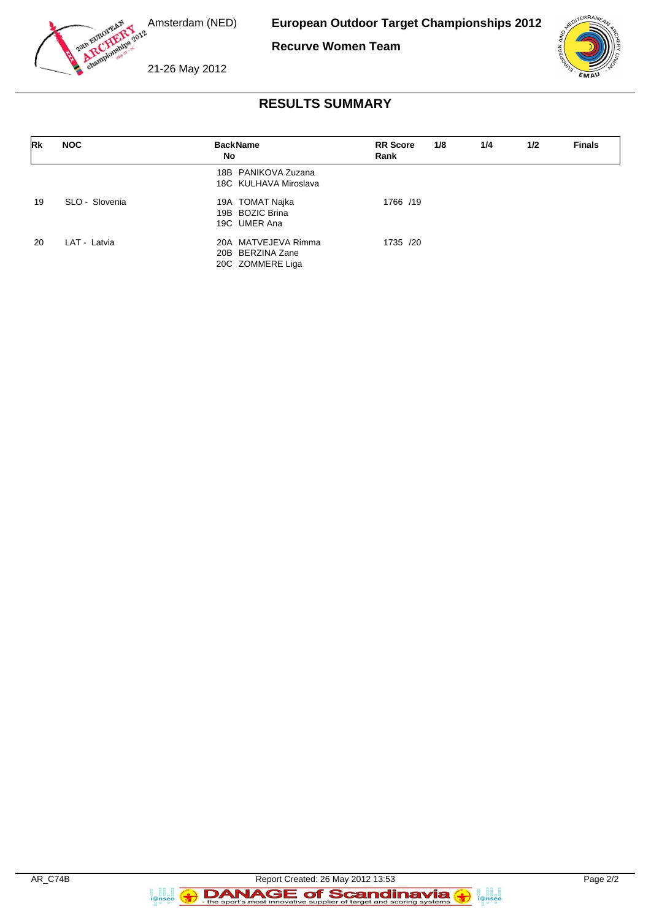## RESULTS SUMMARY

| Rk | NOC | Back No | Name | RR Score Rank | 1/8 | 1/4 | 1/2 | Finals |
|---|---|---|---|---|---|---|---|---|
| | | 18B | PANIKOVA Zuzana | | | | | |
| | | 18C | KULHAVA Miroslava | | | | | |
| 19 | SLO - Slovenia | 19A | TOMAT Najka | 1766 /19 | | | | |
| | | 19B | BOZIC Brina | | | | | |
| | | 19C | UMER Ana | | | | | |
| 20 | LAT - Latvia | 20A | MATVEJEVA Rimma | 1735 /20 | | | | |
| | | 20B | BERZINA Zane | | | | | |
| | | 20C | ZOMMERE Liga | | | | | |

AR_C74B

Report Created: 26 May 2012 13:53